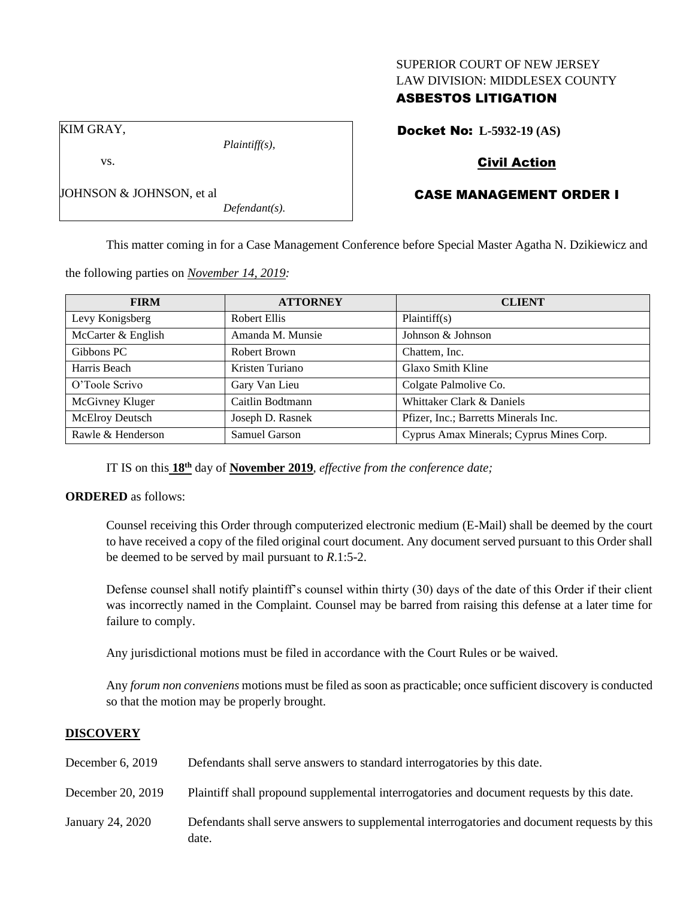SUPERIOR COURT OF NEW JERSEY
LAW DIVISION: MIDDLESEX COUNTY
**ASBESTOS LITIGATION**

KIM GRAY,
*Plaintiff(s),*

vs.

JOHNSON & JOHNSON, et al
*Defendant(s).*

**Docket No: L-5932-19 (AS)**

**Civil Action**

**CASE MANAGEMENT ORDER I**

This matter coming in for a Case Management Conference before Special Master Agatha N. Dzikiewicz and the following parties on *November 14, 2019:*

| FIRM | ATTORNEY | CLIENT |
|---|---|---|
| Levy Konigsberg | Robert Ellis | Plaintiff(s) |
| McCarter & English | Amanda M. Munsie | Johnson & Johnson |
| Gibbons PC | Robert Brown | Chattem, Inc. |
| Harris Beach | Kristen Turiano | Glaxo Smith Kline |
| O'Toole Scrivo | Gary Van Lieu | Colgate Palmolive Co. |
| McGivney Kluger | Caitlin Bodtmann | Whittaker Clark & Daniels |
| McElroy Deutsch | Joseph D. Rasnek | Pfizer, Inc.; Barretts Minerals Inc. |
| Rawle & Henderson | Samuel Garson | Cyprus Amax Minerals; Cyprus Mines Corp. |

IT IS on this **18th** day of **November 2019**, *effective from the conference date;*

**ORDERED** as follows:

Counsel receiving this Order through computerized electronic medium (E-Mail) shall be deemed by the court to have received a copy of the filed original court document. Any document served pursuant to this Order shall be deemed to be served by mail pursuant to *R*.1:5-2.

Defense counsel shall notify plaintiff's counsel within thirty (30) days of the date of this Order if their client was incorrectly named in the Complaint. Counsel may be barred from raising this defense at a later time for failure to comply.

Any jurisdictional motions must be filed in accordance with the Court Rules or be waived.

Any *forum non conveniens* motions must be filed as soon as practicable; once sufficient discovery is conducted so that the motion may be properly brought.

## DISCOVERY

| | |
|---|---|
| December 6, 2019 | Defendants shall serve answers to standard interrogatories by this date. |
| December 20, 2019 | Plaintiff shall propound supplemental interrogatories and document requests by this date. |
| January 24, 2020 | Defendants shall serve answers to supplemental interrogatories and document requests by this date. |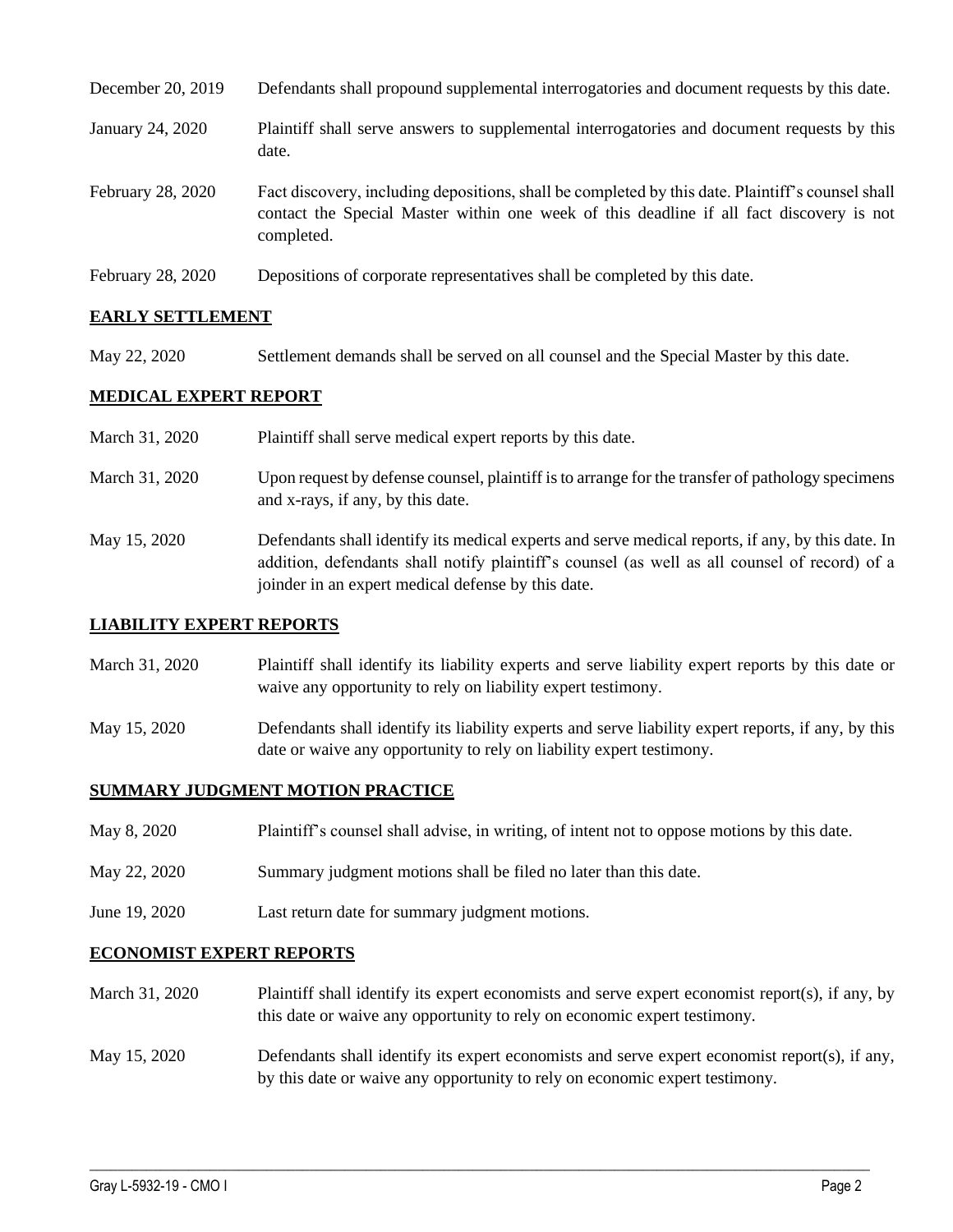| | |
|---|---|
| December 20, 2019 | Defendants shall propound supplemental interrogatories and document requests by this date. |
| January 24, 2020 | Plaintiff shall serve answers to supplemental interrogatories and document requests by this date. |
| February 28, 2020 | Fact discovery, including depositions, shall be completed by this date. Plaintiff's counsel shall contact the Special Master within one week of this deadline if all fact discovery is not completed. |
| February 28, 2020 | Depositions of corporate representatives shall be completed by this date. |

**EARLY SETTLEMENT**

| | |
|---|---|
| May 22, 2020 | Settlement demands shall be served on all counsel and the Special Master by this date. |

**MEDICAL EXPERT REPORT**

| | |
|---|---|
| March 31, 2020 | Plaintiff shall serve medical expert reports by this date. |
| March 31, 2020 | Upon request by defense counsel, plaintiff is to arrange for the transfer of pathology specimens and x-rays, if any, by this date. |
| May 15, 2020 | Defendants shall identify its medical experts and serve medical reports, if any, by this date. In addition, defendants shall notify plaintiff's counsel (as well as all counsel of record) of a joinder in an expert medical defense by this date. |

**LIABILITY EXPERT REPORTS**

| | |
|---|---|
| March 31, 2020 | Plaintiff shall identify its liability experts and serve liability expert reports by this date or waive any opportunity to rely on liability expert testimony. |
| May 15, 2020 | Defendants shall identify its liability experts and serve liability expert reports, if any, by this date or waive any opportunity to rely on liability expert testimony. |

**SUMMARY JUDGMENT MOTION PRACTICE**

| | |
|---|---|
| May 8, 2020 | Plaintiff's counsel shall advise, in writing, of intent not to oppose motions by this date. |
| May 22, 2020 | Summary judgment motions shall be filed no later than this date. |
| June 19, 2020 | Last return date for summary judgment motions. |

**ECONOMIST EXPERT REPORTS**

| | |
|---|---|
| March 31, 2020 | Plaintiff shall identify its expert economists and serve expert economist report(s), if any, by this date or waive any opportunity to rely on economic expert testimony. |
| May 15, 2020 | Defendants shall identify its expert economists and serve expert economist report(s), if any, by this date or waive any opportunity to rely on economic expert testimony. |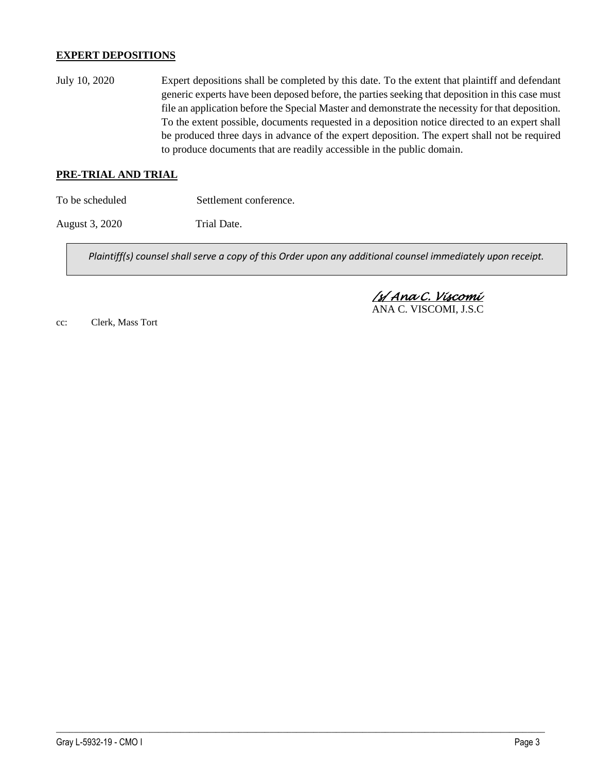**EXPERT DEPOSITIONS**

| | |
|---|---|
| July 10, 2020 | Expert depositions shall be completed by this date. To the extent that plaintiff and defendant generic experts have been deposed before, the parties seeking that deposition in this case must file an application before the Special Master and demonstrate the necessity for that deposition. To the extent possible, documents requested in a deposition notice directed to an expert shall be produced three days in advance of the expert deposition. The expert shall not be required to produce documents that are readily accessible in the public domain. |

**PRE-TRIAL AND TRIAL**

| | |
|---|---|
| To be scheduled | Settlement conference. |
| August 3, 2020 | Trial Date. |

*Plaintiff(s) counsel shall serve a copy of this Order upon any additional counsel immediately upon receipt.*

/s/ Ana C. Viscomi
ANA C. VISCOMI, J.S.C

cc: Clerk, Mass Tort